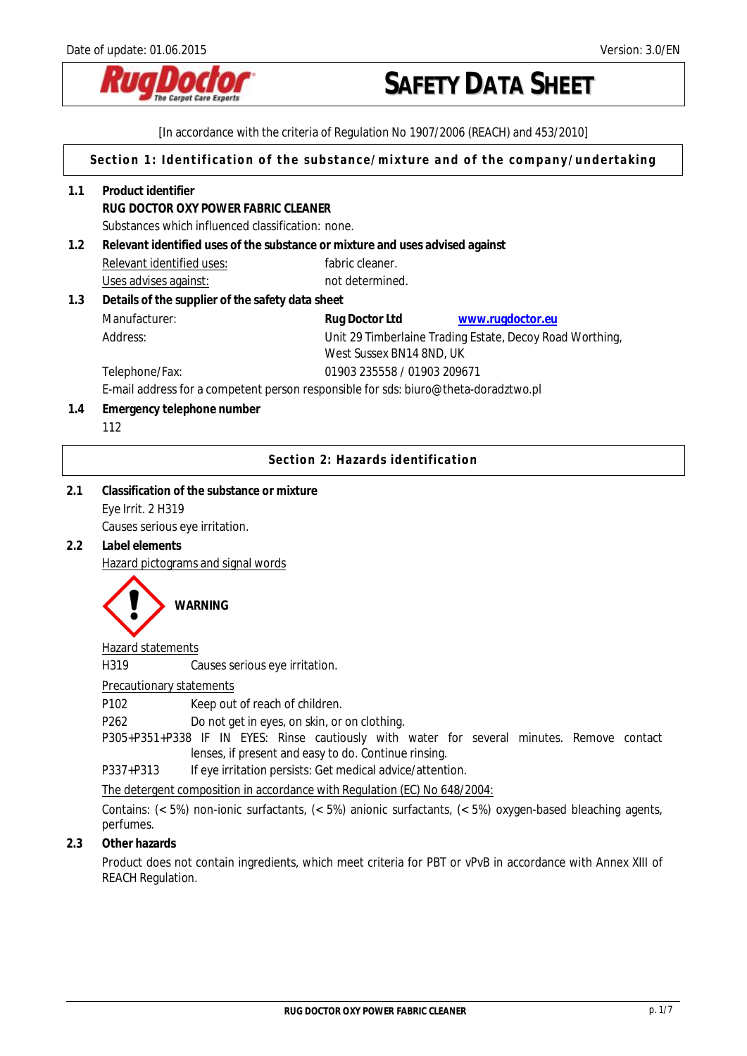Date of update: 01.06.2015 Version: 3.0/EN

# SAFETY DATA SHEET

[In accordance with the criteria of Regulation No 1907/2006 (REACH) and 453/2010]

## Section 1: Identification of the substance/mixture and of the company/undertaking

**1.1 Product identifier**

**RUG DOCTOR OXY POWER FABRIC CLEANER**

Substances which influenced classification: none.

**1.2 Relevant identified uses of the substance or mixture and uses advised against**

Relevant identified uses: fabric cleaner.

Uses advises against: not determined.

**1.3 Details of the supplier of the safety data sheet**

| | | |
|---|---|---|
| Manufacturer: | **Rug Doctor Ltd** | **www.rugdoctor.eu** |
| Address: | Unit 29 Timberlaine Trading Estate, Decoy Road Worthing, West Sussex BN14 8ND, UK | |
| Telephone/Fax: | 01903 235558 / 01903 209671 | |

E-mail address for a competent person responsible for sds: biuro@theta-doradztwo.pl

**1.4 Emergency telephone number**

112

## Section 2: Hazards identification

**2.1 Classification of the substance or mixture**

Eye Irrit. 2 H319

Causes serious eye irritation.

**2.2 Label elements**

Hazard pictograms and signal words

**WARNING**

Hazard statements

H319 Causes serious eye irritation.

Precautionary statements

P102 Keep out of reach of children.

P262 Do not get in eyes, on skin, or on clothing.

P305+P351+P338 IF IN EYES: Rinse cautiously with water for several minutes. Remove contact lenses, if present and easy to do. Continue rinsing.

P337+P313 If eye irritation persists: Get medical advice/attention.

The detergent composition in accordance with Regulation (EC) No 648/2004:

Contains: (< 5%) non-ionic surfactants, (< 5%) anionic surfactants, (< 5%) oxygen-based bleaching agents, perfumes.

**2.3 Other hazards**

Product does not contain ingredients, which meet criteria for PBT or vPvB in accordance with Annex XIII of REACH Regulation.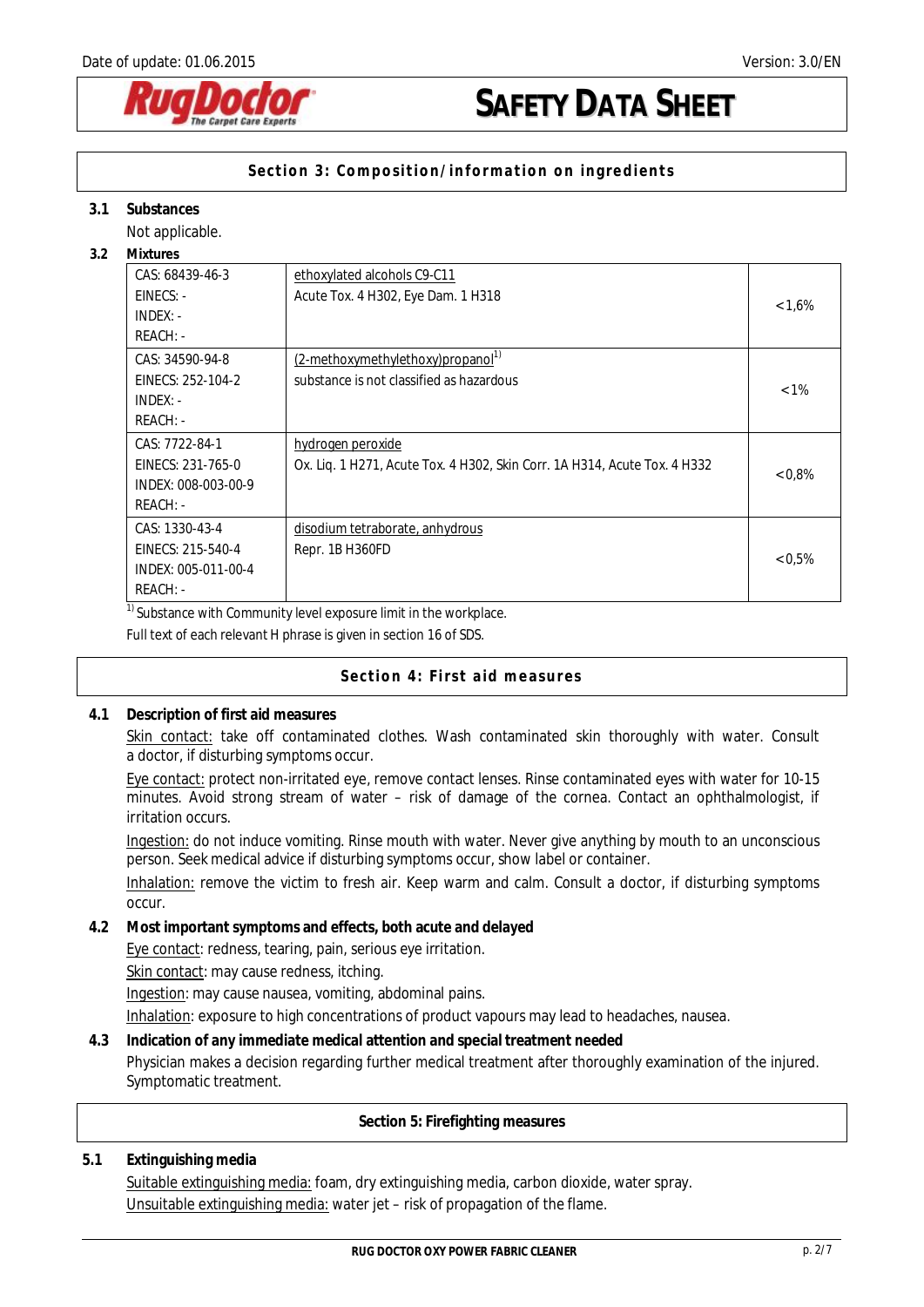## Section 3: Composition/information on ingredients

**3.1 Substances**

Not applicable.

**3.2 Mixtures**

| Identifiers | Substance / Classification | Concentration |
|---|---|---|
| CAS: 68439-46-3<br>EINECS: -<br>INDEX: -<br>REACH: - | ethoxylated alcohols C9-C11<br>Acute Tox. 4 H302, Eye Dam. 1 H318 | <1,6% |
| CAS: 34590-94-8<br>EINECS: 252-104-2<br>INDEX: -<br>REACH: - | (2-methoxymethylethoxy)propanol[1)]<br>substance is not classified as hazardous | <1% |
| CAS: 7722-84-1<br>EINECS: 231-765-0<br>INDEX: 008-003-00-9<br>REACH: - | hydrogen peroxide<br>Ox. Liq. 1 H271, Acute Tox. 4 H302, Skin Corr. 1A H314, Acute Tox. 4 H332 | <0,8% |
| CAS: 1330-43-4<br>EINECS: 215-540-4<br>INDEX: 005-011-00-4<br>REACH: - | disodium tetraborate, anhydrous<br>Repr. 1B H360FD | <0,5% |

[1)] Substance with Community level exposure limit in the workplace.

Full text of each relevant H phrase is given in section 16 of SDS.

## Section 4: First aid measures

**4.1 Description of first aid measures**

Skin contact: take off contaminated clothes. Wash contaminated skin thoroughly with water. Consult a doctor, if disturbing symptoms occur.

Eye contact: protect non-irritated eye, remove contact lenses. Rinse contaminated eyes with water for 10-15 minutes. Avoid strong stream of water – risk of damage of the cornea. Contact an ophthalmologist, if irritation occurs.

Ingestion: do not induce vomiting. Rinse mouth with water. Never give anything by mouth to an unconscious person. Seek medical advice if disturbing symptoms occur, show label or container.

Inhalation: remove the victim to fresh air. Keep warm and calm. Consult a doctor, if disturbing symptoms occur.

**4.2 Most important symptoms and effects, both acute and delayed**

Eye contact: redness, tearing, pain, serious eye irritation.

Skin contact: may cause redness, itching.

Ingestion: may cause nausea, vomiting, abdominal pains.

Inhalation: exposure to high concentrations of product vapours may lead to headaches, nausea.

**4.3 Indication of any immediate medical attention and special treatment needed**

Physician makes a decision regarding further medical treatment after thoroughly examination of the injured. Symptomatic treatment.

## Section 5: Firefighting measures

**5.1 Extinguishing media**

Suitable extinguishing media: foam, dry extinguishing media, carbon dioxide, water spray.

Unsuitable extinguishing media: water jet – risk of propagation of the flame.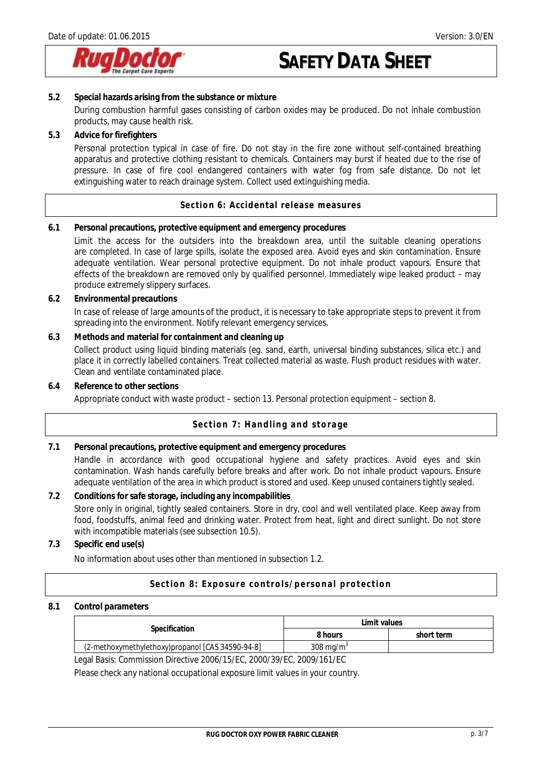**5.2 Special hazards arising from the substance or mixture**

During combustion harmful gases consisting of carbon oxides may be produced. Do not inhale combustion products, may cause health risk.

**5.3 Advice for firefighters**

Personal protection typical in case of fire. Do not stay in the fire zone without self-contained breathing apparatus and protective clothing resistant to chemicals. Containers may burst if heated due to the rise of pressure. In case of fire cool endangered containers with water fog from safe distance. Do not let extinguishing water to reach drainage system. Collect used extinguishing media.

## Section 6: Accidental release measures

**6.1 Personal precautions, protective equipment and emergency procedures**

Limit the access for the outsiders into the breakdown area, until the suitable cleaning operations are completed. In case of large spills, isolate the exposed area. Avoid eyes and skin contamination. Ensure adequate ventilation. Wear personal protective equipment. Do not inhale product vapours. Ensure that effects of the breakdown are removed only by qualified personnel. Immediately wipe leaked product – may produce extremely slippery surfaces.

**6.2 Environmental precautions**

In case of release of large amounts of the product, it is necessary to take appropriate steps to prevent it from spreading into the environment. Notify relevant emergency services.

**6.3 Methods and material for containment and cleaning up**

Collect product using liquid binding materials (eg. sand, earth, universal binding substances, silica etc.) and place it in correctly labelled containers. Treat collected material as waste. Flush product residues with water. Clean and ventilate contaminated place.

**6.4 Reference to other sections**

Appropriate conduct with waste product – section 13. Personal protection equipment – section 8.

## Section 7: Handling and storage

**7.1 Personal precautions, protective equipment and emergency procedures**

Handle in accordance with good occupational hygiene and safety practices. Avoid eyes and skin contamination. Wash hands carefully before breaks and after work. Do not inhale product vapours. Ensure adequate ventilation of the area in which product is stored and used. Keep unused containers tightly sealed.

**7.2 Conditions for safe storage, including any incompabilities**

Store only in original, tightly sealed containers. Store in dry, cool and well ventilated place. Keep away from food, foodstuffs, animal feed and drinking water. Protect from heat, light and direct sunlight. Do not store with incompatible materials (see subsection 10.5).

**7.3 Specific end use(s)**

No information about uses other than mentioned in subsection 1.2.

## Section 8: Exposure controls/personal protection

**8.1 Control parameters**

| Specification | Limit values | |
|---|---|---|
| | 8 hours | short term |
| (2-methoxymethylethoxy)propanol [CAS 34590-94-8] | 308 mg/m$^3$ | |

Legal Basis: Commission Directive 2006/15/EC, 2000/39/EC, 2009/161/EC

Please check any national occupational exposure limit values in your country.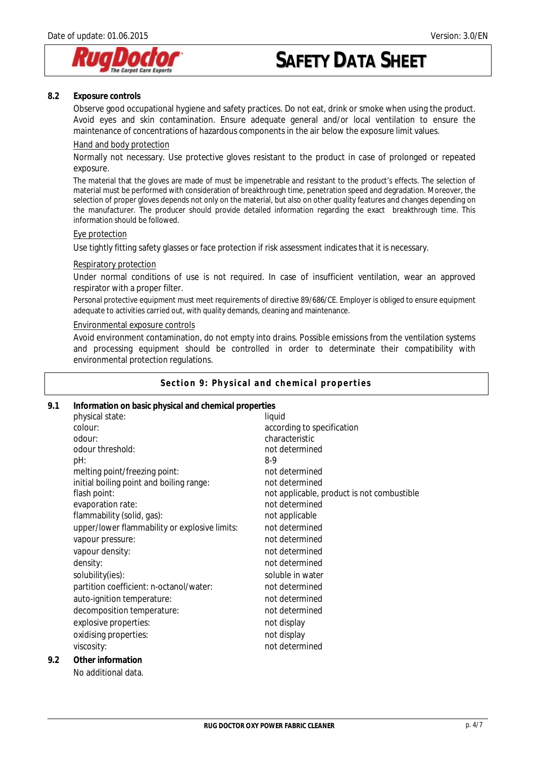### 8.2 Exposure controls

Observe good occupational hygiene and safety practices. Do not eat, drink or smoke when using the product. Avoid eyes and skin contamination. Ensure adequate general and/or local ventilation to ensure the maintenance of concentrations of hazardous components in the air below the exposure limit values.

Hand and body protection

Normally not necessary. Use protective gloves resistant to the product in case of prolonged or repeated exposure.

The material that the gloves are made of must be impenetrable and resistant to the product's effects. The selection of material must be performed with consideration of breakthrough time, penetration speed and degradation. Moreover, the selection of proper gloves depends not only on the material, but also on other quality features and changes depending on the manufacturer. The producer should provide detailed information regarding the exact breakthrough time. This information should be followed.

Eye protection

Use tightly fitting safety glasses or face protection if risk assessment indicates that it is necessary.

Respiratory protection

Under normal conditions of use is not required. In case of insufficient ventilation, wear an approved respirator with a proper filter.

Personal protective equipment must meet requirements of directive 89/686/CE. Employer is obliged to ensure equipment adequate to activities carried out, with quality demands, cleaning and maintenance.

Environmental exposure controls

Avoid environment contamination, do not empty into drains. Possible emissions from the ventilation systems and processing equipment should be controlled in order to determinate their compatibility with environmental protection regulations.

## Section 9: Physical and chemical properties

### 9.1 Information on basic physical and chemical properties

| | |
|---|---|
| physical state: | liquid |
| colour: | according to specification |
| odour: | characteristic |
| odour threshold: | not determined |
| pH: | 8-9 |
| melting point/freezing point: | not determined |
| initial boiling point and boiling range: | not determined |
| flash point: | not applicable, product is not combustible |
| evaporation rate: | not determined |
| flammability (solid, gas): | not applicable |
| upper/lower flammability or explosive limits: | not determined |
| vapour pressure: | not determined |
| vapour density: | not determined |
| density: | not determined |
| solubility(ies): | soluble in water |
| partition coefficient: n-octanol/water: | not determined |
| auto-ignition temperature: | not determined |
| decomposition temperature: | not determined |
| explosive properties: | not display |
| oxidising properties: | not display |
| viscosity: | not determined |

### 9.2 Other information

No additional data.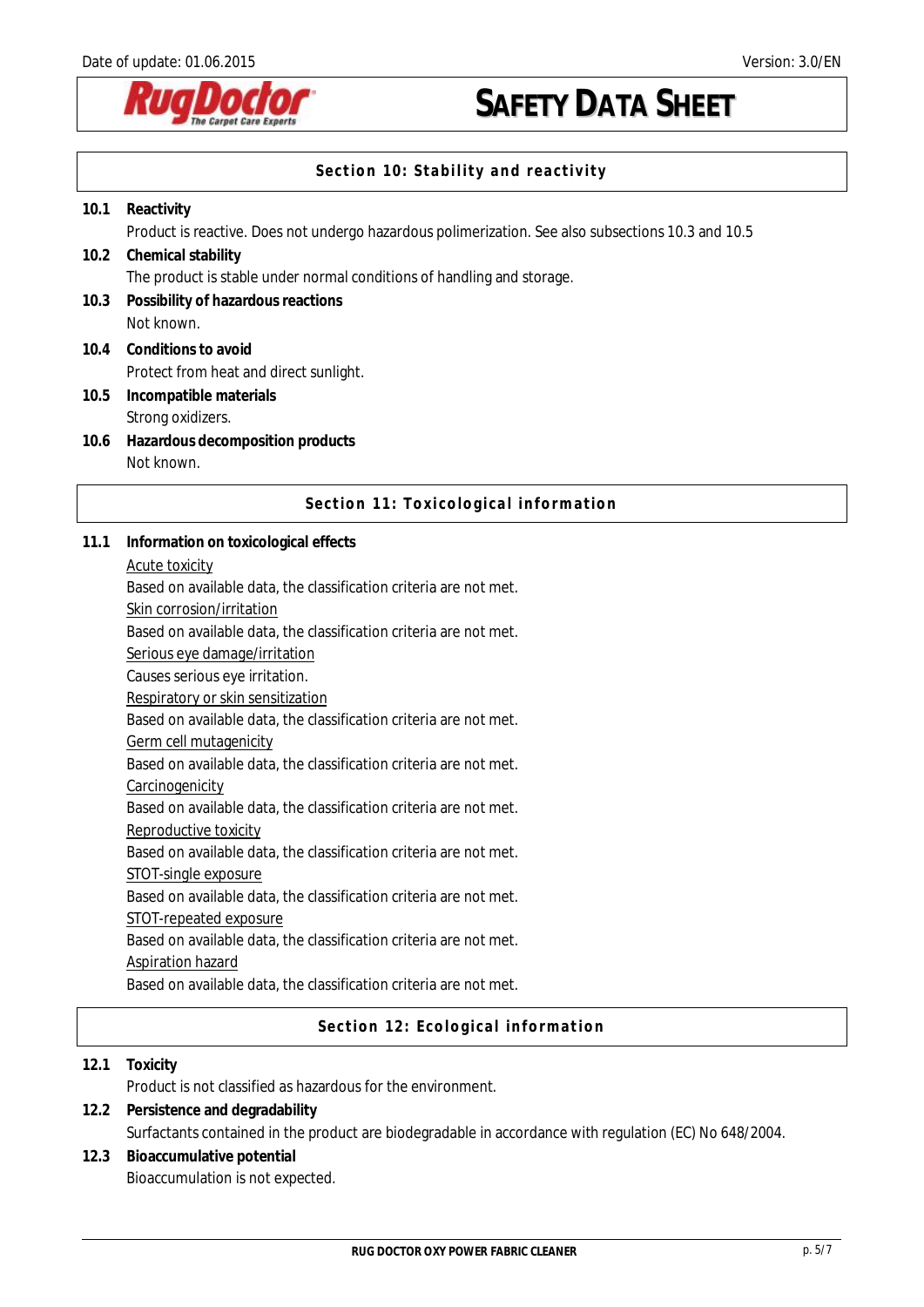## Section 10: Stability and reactivity

**10.1 Reactivity**

Product is reactive. Does not undergo hazardous polimerization. See also subsections 10.3 and 10.5

**10.2 Chemical stability**

The product is stable under normal conditions of handling and storage.

**10.3 Possibility of hazardous reactions**

Not known.

**10.4 Conditions to avoid**

Protect from heat and direct sunlight.

**10.5 Incompatible materials**

Strong oxidizers.

**10.6 Hazardous decomposition products**

Not known.

## Section 11: Toxicological information

**11.1 Information on toxicological effects**

Acute toxicity

Based on available data, the classification criteria are not met.

Skin corrosion/irritation

Based on available data, the classification criteria are not met.

Serious eye damage/irritation

Causes serious eye irritation.

Respiratory or skin sensitization

Based on available data, the classification criteria are not met.

Germ cell mutagenicity

Based on available data, the classification criteria are not met.

Carcinogenicity

Based on available data, the classification criteria are not met.

Reproductive toxicity

Based on available data, the classification criteria are not met.

STOT-single exposure

Based on available data, the classification criteria are not met.

STOT-repeated exposure

Based on available data, the classification criteria are not met.

Aspiration hazard

Based on available data, the classification criteria are not met.

## Section 12: Ecological information

**12.1 Toxicity**

Product is not classified as hazardous for the environment.

**12.2 Persistence and degradability**

Surfactants contained in the product are biodegradable in accordance with regulation (EC) No 648/2004.

**12.3 Bioaccumulative potential**

Bioaccumulation is not expected.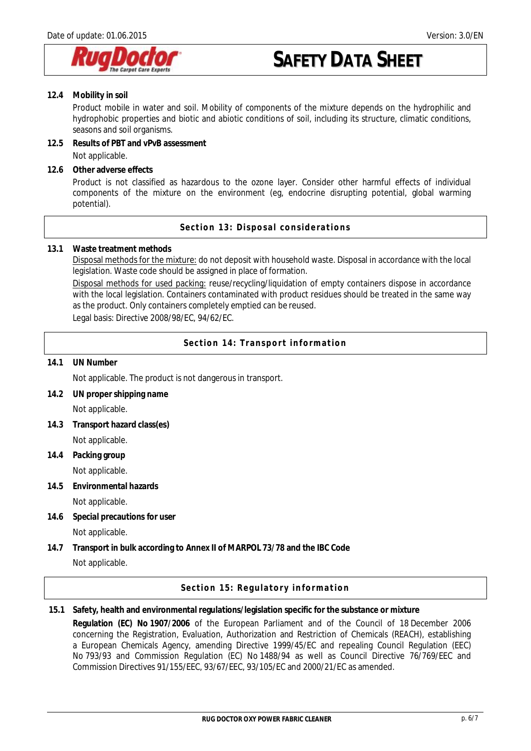### 12.4 Mobility in soil

Product mobile in water and soil. Mobility of components of the mixture depends on the hydrophilic and hydrophobic properties and biotic and abiotic conditions of soil, including its structure, climatic conditions, seasons and soil organisms.

### 12.5 Results of PBT and vPvB assessment

Not applicable.

### 12.6 Other adverse effects

Product is not classified as hazardous to the ozone layer. Consider other harmful effects of individual components of the mixture on the environment (eg, endocrine disrupting potential, global warming potential).

## Section 13: Disposal considerations

### 13.1 Waste treatment methods

Disposal methods for the mixture: do not deposit with household waste. Disposal in accordance with the local legislation. Waste code should be assigned in place of formation.

Disposal methods for used packing: reuse/recycling/liquidation of empty containers dispose in accordance with the local legislation. Containers contaminated with product residues should be treated in the same way as the product. Only containers completely emptied can be reused.

Legal basis: Directive 2008/98/EC, 94/62/EC.

## Section 14: Transport information

### 14.1 UN Number

Not applicable. The product is not dangerous in transport.

### 14.2 UN proper shipping name

Not applicable.

### 14.3 Transport hazard class(es)

Not applicable.

### 14.4 Packing group

Not applicable.

### 14.5 Environmental hazards

Not applicable.

### 14.6 Special precautions for user

Not applicable.

### 14.7 Transport in bulk according to Annex II of MARPOL 73/78 and the IBC Code

Not applicable.

## Section 15: Regulatory information

### 15.1 Safety, health and environmental regulations/legislation specific for the substance or mixture

**Regulation (EC) No 1907/2006** of the European Parliament and of the Council of 18 December 2006 concerning the Registration, Evaluation, Authorization and Restriction of Chemicals (REACH), establishing a European Chemicals Agency, amending Directive 1999/45/EC and repealing Council Regulation (EEC) No 793/93 and Commission Regulation (EC) No 1488/94 as well as Council Directive 76/769/EEC and Commission Directives 91/155/EEC, 93/67/EEC, 93/105/EC and 2000/21/EC as amended.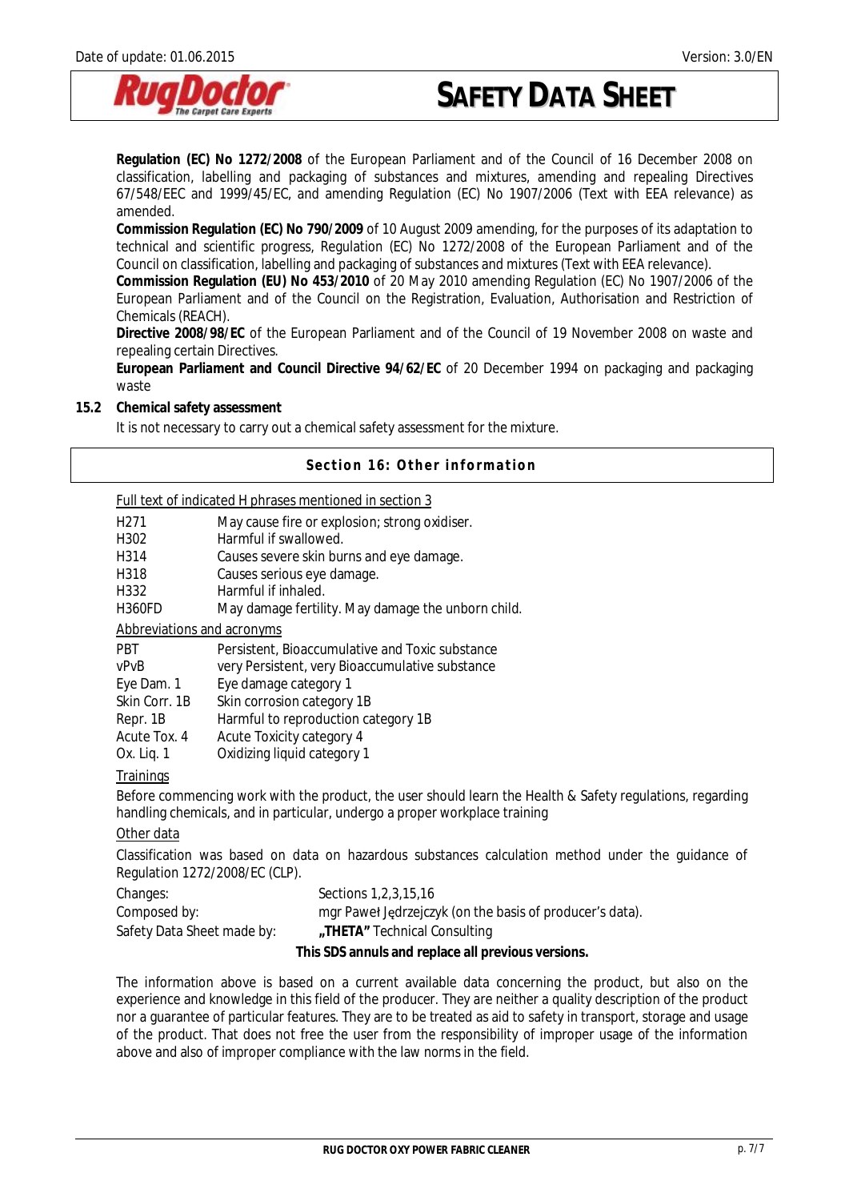**Regulation (EC) No 1272/2008** of the European Parliament and of the Council of 16 December 2008 on classification, labelling and packaging of substances and mixtures, amending and repealing Directives 67/548/EEC and 1999/45/EC, and amending Regulation (EC) No 1907/2006 (Text with EEA relevance) as amended.

**Commission Regulation (EC) No 790/2009** of 10 August 2009 amending, for the purposes of its adaptation to technical and scientific progress, Regulation (EC) No 1272/2008 of the European Parliament and of the Council on classification, labelling and packaging of substances and mixtures (Text with EEA relevance).

**Commission Regulation (EU) No 453/2010** of 20 May 2010 amending Regulation (EC) No 1907/2006 of the European Parliament and of the Council on the Registration, Evaluation, Authorisation and Restriction of Chemicals (REACH).

**Directive 2008/98/EC** of the European Parliament and of the Council of 19 November 2008 on waste and repealing certain Directives.

**European Parliament and Council Directive 94/62/EC** of 20 December 1994 on packaging and packaging waste

**15.2 Chemical safety assessment**

It is not necessary to carry out a chemical safety assessment for the mixture.

## Section 16: Other information

Full text of indicated H phrases mentioned in section 3

| | |
|---|---|
| H271 | May cause fire or explosion; strong oxidiser. |
| H302 | Harmful if swallowed. |
| H314 | Causes severe skin burns and eye damage. |
| H318 | Causes serious eye damage. |
| H332 | Harmful if inhaled. |
| H360FD | May damage fertility. May damage the unborn child. |

Abbreviations and acronyms

| | |
|---|---|
| PBT | Persistent, Bioaccumulative and Toxic substance |
| vPvB | very Persistent, very Bioaccumulative substance |
| Eye Dam. 1 | Eye damage category 1 |
| Skin Corr. 1B | Skin corrosion category 1B |
| Repr. 1B | Harmful to reproduction category 1B |
| Acute Tox. 4 | Acute Toxicity category 4 |
| Ox. Liq. 1 | Oxidizing liquid category 1 |

Trainings

Before commencing work with the product, the user should learn the Health & Safety regulations, regarding handling chemicals, and in particular, undergo a proper workplace training

Other data

Classification was based on data on hazardous substances calculation method under the guidance of Regulation 1272/2008/EC (CLP).

| | |
|---|---|
| Changes: | Sections 1,2,3,15,16 |
| Composed by: | mgr Paweł Jędrzejczyk (on the basis of producer's data). |
| Safety Data Sheet made by: | **„THETA"** Technical Consulting |

**This SDS annuls and replace all previous versions.**

The information above is based on a current available data concerning the product, but also on the experience and knowledge in this field of the producer. They are neither a quality description of the product nor a guarantee of particular features. They are to be treated as aid to safety in transport, storage and usage of the product. That does not free the user from the responsibility of improper usage of the information above and also of improper compliance with the law norms in the field.